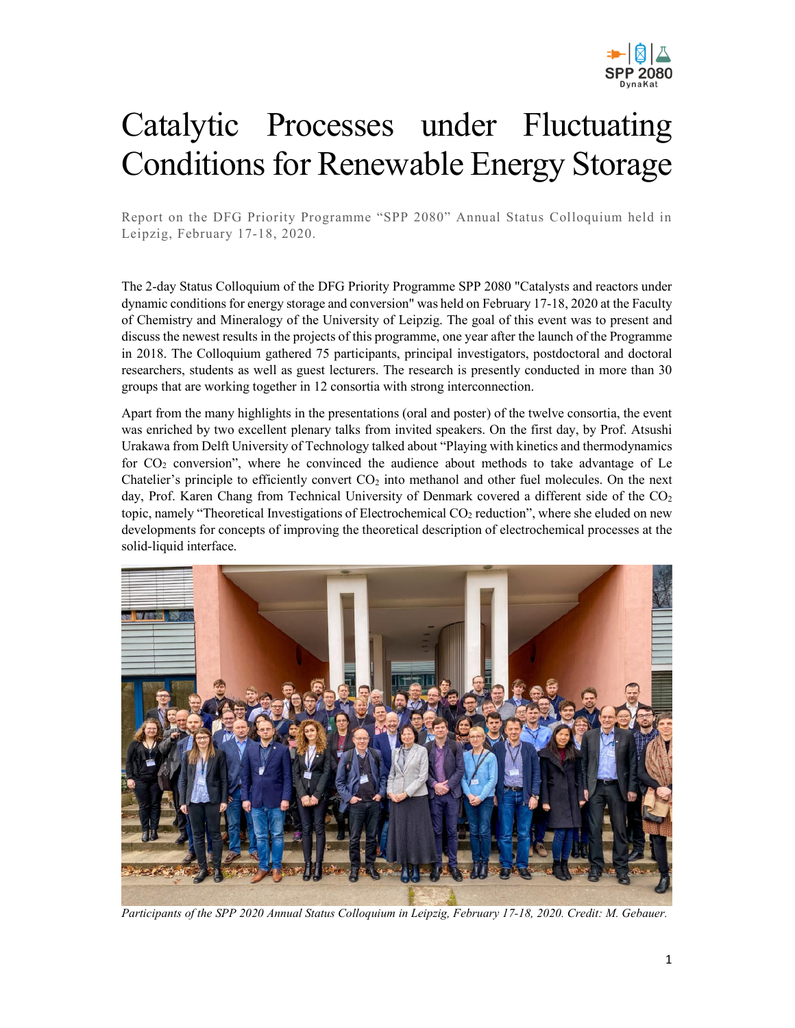# Catalytic Processes under Fluctuating Conditions for Renewable Energy Storage

Report on the DFG Priority Programme "SPP 2080" Annual Status Colloquium held in Leipzig, February 17-18, 2020.

The 2-day Status Colloquium of the DFG Priority Programme SPP 2080 "Catalysts and reactors under dynamic conditions for energy storage and conversion" was held on February 17-18, 2020 at the Faculty of Chemistry and Mineralogy of the University of Leipzig. The goal of this event was to present and discuss the newest results in the projects of this programme, one year after the launch of the Programme in 2018. The Colloquium gathered 75 participants, principal investigators, postdoctoral and doctoral researchers, students as well as guest lecturers. The research is presently conducted in more than 30 groups that are working together in 12 consortia with strong interconnection.

Apart from the many highlights in the presentations (oral and poster) of the twelve consortia, the event was enriched by two excellent plenary talks from invited speakers. On the first day, by Prof. Atsushi Urakawa from Delft University of Technology talked about "Playing with kinetics and thermodynamics for $CO_2$ conversion", where he convinced the audience about methods to take advantage of Le Chatelier's principle to efficiently convert $CO_2$ into methanol and other fuel molecules. On the next day, Prof. Karen Chang from Technical University of Denmark covered a different side of the $CO_2$ topic, namely "Theoretical Investigations of Electrochemical $CO_2$ reduction", where she eluded on new developments for concepts of improving the theoretical description of electrochemical processes at the solid-liquid interface.

*Participants of the SPP 2020 Annual Status Colloquium in Leipzig, February 17-18, 2020. Credit: M. Gebauer.*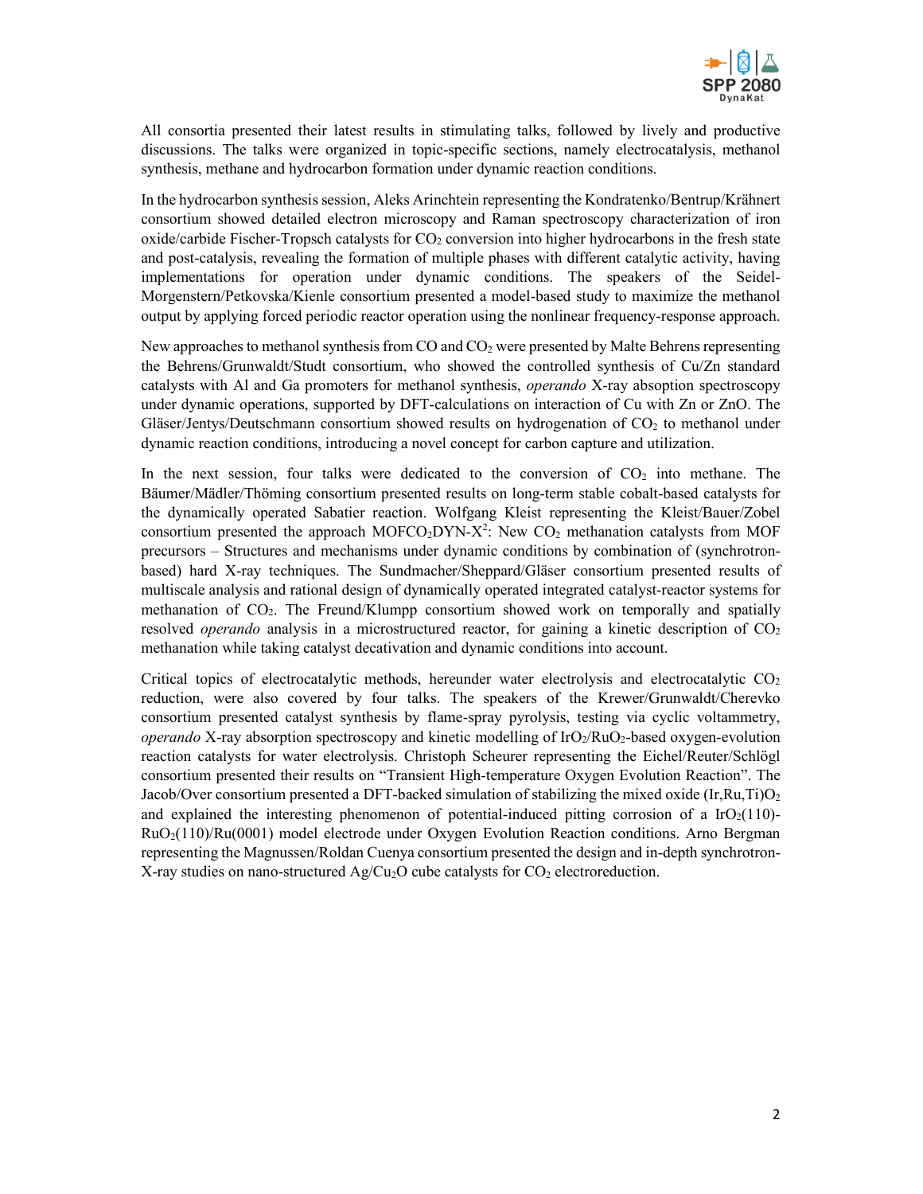All consortia presented their latest results in stimulating talks, followed by lively and productive discussions. The talks were organized in topic-specific sections, namely electrocatalysis, methanol synthesis, methane and hydrocarbon formation under dynamic reaction conditions.

In the hydrocarbon synthesis session, Aleks Arinchtein representing the Kondratenko/Bentrup/Krähnert consortium showed detailed electron microscopy and Raman spectroscopy characterization of iron oxide/carbide Fischer-Tropsch catalysts for $CO_2$ conversion into higher hydrocarbons in the fresh state and post-catalysis, revealing the formation of multiple phases with different catalytic activity, having implementations for operation under dynamic conditions. The speakers of the Seidel-Morgenstern/Petkovska/Kienle consortium presented a model-based study to maximize the methanol output by applying forced periodic reactor operation using the nonlinear frequency-response approach.

New approaches to methanol synthesis from CO and $CO_2$ were presented by Malte Behrens representing the Behrens/Grunwaldt/Studt consortium, who showed the controlled synthesis of Cu/Zn standard catalysts with Al and Ga promoters for methanol synthesis, *operando* X-ray absoption spectroscopy under dynamic operations, supported by DFT-calculations on interaction of Cu with Zn or ZnO. The Gläser/Jentys/Deutschmann consortium showed results on hydrogenation of $CO_2$ to methanol under dynamic reaction conditions, introducing a novel concept for carbon capture and utilization.

In the next session, four talks were dedicated to the conversion of $CO_2$ into methane. The Bäumer/Mädler/Thöming consortium presented results on long-term stable cobalt-based catalysts for the dynamically operated Sabatier reaction. Wolfgang Kleist representing the Kleist/Bauer/Zobel consortium presented the approach MOFCO$_2$DYN-X$^2$: New $CO_2$ methanation catalysts from MOF precursors – Structures and mechanisms under dynamic conditions by combination of (synchrotron-based) hard X-ray techniques. The Sundmacher/Sheppard/Gläser consortium presented results of multiscale analysis and rational design of dynamically operated integrated catalyst-reactor systems for methanation of $CO_2$. The Freund/Klumpp consortium showed work on temporally and spatially resolved *operando* analysis in a microstructured reactor, for gaining a kinetic description of $CO_2$ methanation while taking catalyst decativation and dynamic conditions into account.

Critical topics of electrocatalytic methods, hereunder water electrolysis and electrocatalytic $CO_2$ reduction, were also covered by four talks. The speakers of the Krewer/Grunwaldt/Cherevko consortium presented catalyst synthesis by flame-spray pyrolysis, testing via cyclic voltammetry, *operando* X-ray absorption spectroscopy and kinetic modelling of $IrO_2$/$RuO_2$-based oxygen-evolution reaction catalysts for water electrolysis. Christoph Scheurer representing the Eichel/Reuter/Schlögl consortium presented their results on "Transient High-temperature Oxygen Evolution Reaction". The Jacob/Over consortium presented a DFT-backed simulation of stabilizing the mixed oxide $(Ir,Ru,Ti)O_2$ and explained the interesting phenomenon of potential-induced pitting corrosion of a $IrO_2(110)$-$RuO_2(110)$/Ru(0001) model electrode under Oxygen Evolution Reaction conditions. Arno Bergman representing the Magnussen/Roldan Cuenya consortium presented the design and in-depth synchrotron-X-ray studies on nano-structured Ag/$Cu_2O$ cube catalysts for $CO_2$ electroreduction.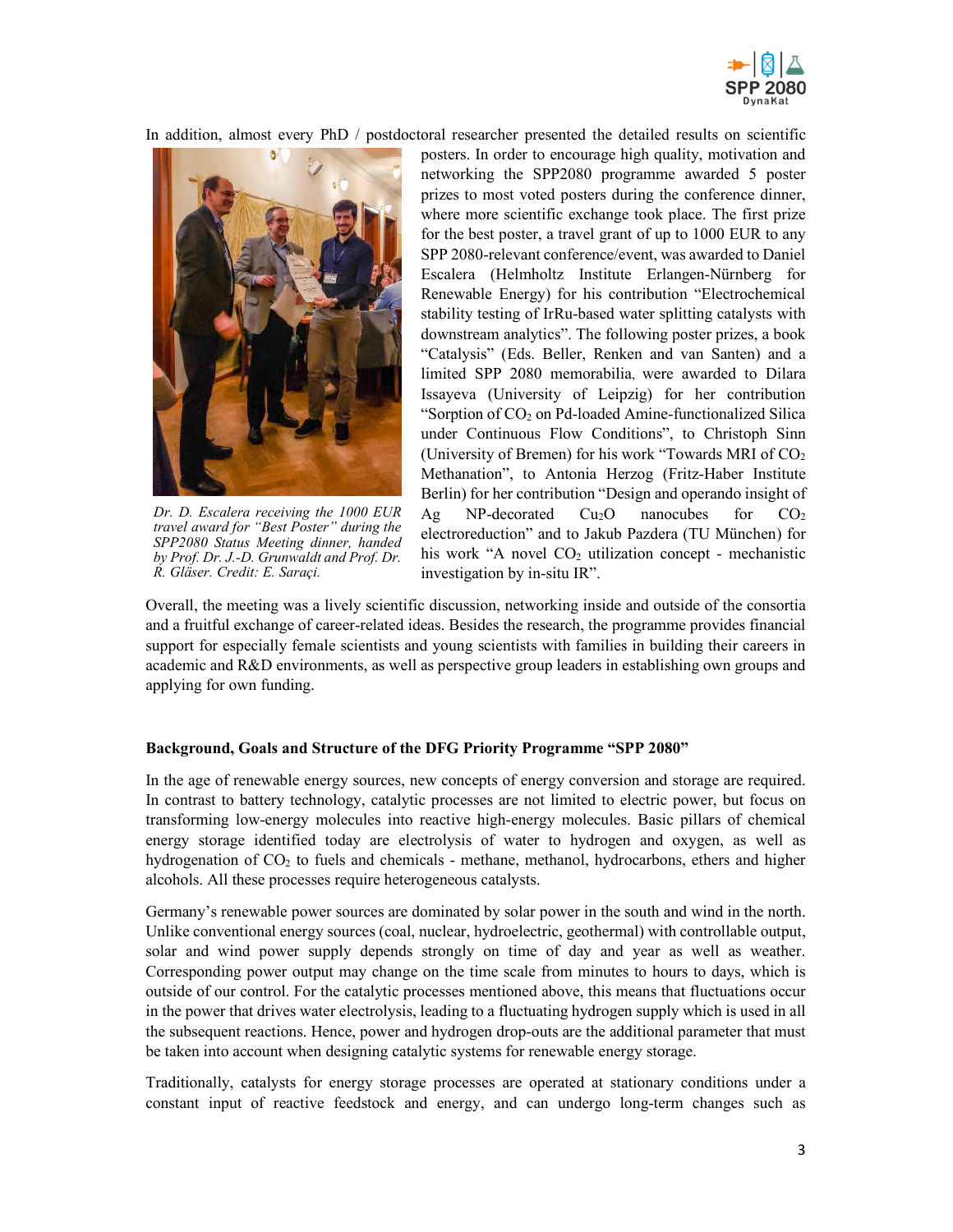In addition, almost every PhD / postdoctoral researcher presented the detailed results on scientific posters. In order to encourage high quality, motivation and networking the SPP2080 programme awarded 5 poster prizes to most voted posters during the conference dinner, where more scientific exchange took place. The first prize for the best poster, a travel grant of up to 1000 EUR to any SPP 2080-relevant conference/event, was awarded to Daniel Escalera (Helmholtz Institute Erlangen-Nürnberg for Renewable Energy) for his contribution "Electrochemical stability testing of IrRu-based water splitting catalysts with downstream analytics". The following poster prizes, a book "Catalysis" (Eds. Beller, Renken and van Santen) and a limited SPP 2080 memorabilia, were awarded to Dilara Issayeva (University of Leipzig) for her contribution "Sorption of $CO_2$ on Pd-loaded Amine-functionalized Silica under Continuous Flow Conditions", to Christoph Sinn (University of Bremen) for his work "Towards MRI of $CO_2$ Methanation", to Antonia Herzog (Fritz-Haber Institute Berlin) for her contribution "Design and operando insight of Ag NP-decorated $Cu_2O$ nanocubes for $CO_2$ electroreduction" and to Jakub Pazdera (TU München) for his work "A novel $CO_2$ utilization concept - mechanistic investigation by in-situ IR".

*Dr. D. Escalera receiving the 1000 EUR travel award for "Best Poster" during the SPP2080 Status Meeting dinner, handed by Prof. Dr. J.-D. Grunwaldt and Prof. Dr. R. Gläser. Credit: E. Saraçi.*

Overall, the meeting was a lively scientific discussion, networking inside and outside of the consortia and a fruitful exchange of career-related ideas. Besides the research, the programme provides financial support for especially female scientists and young scientists with families in building their careers in academic and R&D environments, as well as perspective group leaders in establishing own groups and applying for own funding.

**Background, Goals and Structure of the DFG Priority Programme "SPP 2080"**

In the age of renewable energy sources, new concepts of energy conversion and storage are required. In contrast to battery technology, catalytic processes are not limited to electric power, but focus on transforming low-energy molecules into reactive high-energy molecules. Basic pillars of chemical energy storage identified today are electrolysis of water to hydrogen and oxygen, as well as hydrogenation of $CO_2$ to fuels and chemicals - methane, methanol, hydrocarbons, ethers and higher alcohols. All these processes require heterogeneous catalysts.

Germany's renewable power sources are dominated by solar power in the south and wind in the north. Unlike conventional energy sources (coal, nuclear, hydroelectric, geothermal) with controllable output, solar and wind power supply depends strongly on time of day and year as well as weather. Corresponding power output may change on the time scale from minutes to hours to days, which is outside of our control. For the catalytic processes mentioned above, this means that fluctuations occur in the power that drives water electrolysis, leading to a fluctuating hydrogen supply which is used in all the subsequent reactions. Hence, power and hydrogen drop-outs are the additional parameter that must be taken into account when designing catalytic systems for renewable energy storage.

Traditionally, catalysts for energy storage processes are operated at stationary conditions under a constant input of reactive feedstock and energy, and can undergo long-term changes such as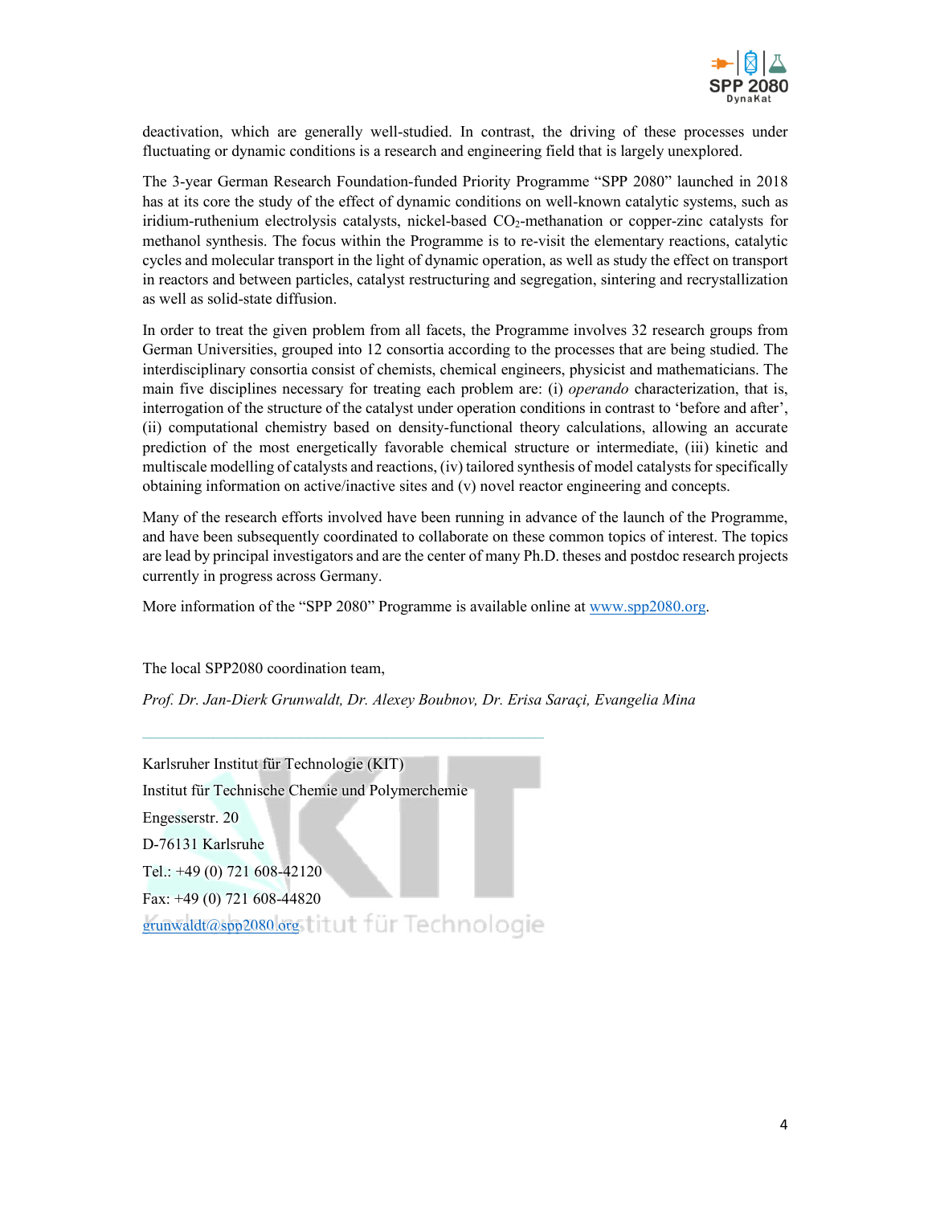deactivation, which are generally well-studied. In contrast, the driving of these processes under fluctuating or dynamic conditions is a research and engineering field that is largely unexplored.

The 3-year German Research Foundation-funded Priority Programme "SPP 2080" launched in 2018 has at its core the study of the effect of dynamic conditions on well-known catalytic systems, such as iridium-ruthenium electrolysis catalysts, nickel-based $CO_2$-methanation or copper-zinc catalysts for methanol synthesis. The focus within the Programme is to re-visit the elementary reactions, catalytic cycles and molecular transport in the light of dynamic operation, as well as study the effect on transport in reactors and between particles, catalyst restructuring and segregation, sintering and recrystallization as well as solid-state diffusion.

In order to treat the given problem from all facets, the Programme involves 32 research groups from German Universities, grouped into 12 consortia according to the processes that are being studied. The interdisciplinary consortia consist of chemists, chemical engineers, physicist and mathematicians. The main five disciplines necessary for treating each problem are: (i) *operando* characterization, that is, interrogation of the structure of the catalyst under operation conditions in contrast to 'before and after', (ii) computational chemistry based on density-functional theory calculations, allowing an accurate prediction of the most energetically favorable chemical structure or intermediate, (iii) kinetic and multiscale modelling of catalysts and reactions, (iv) tailored synthesis of model catalysts for specifically obtaining information on active/inactive sites and (v) novel reactor engineering and concepts.

Many of the research efforts involved have been running in advance of the launch of the Programme, and have been subsequently coordinated to collaborate on these common topics of interest. The topics are lead by principal investigators and are the center of many Ph.D. theses and postdoc research projects currently in progress across Germany.

More information of the "SPP 2080" Programme is available online at [www.spp2080.org](http://www.spp2080.org).

The local SPP2080 coordination team,

*Prof. Dr. Jan-Dierk Grunwaldt, Dr. Alexey Boubnov, Dr. Erisa Saraçi, Evangelia Mina*

---

Karlsruher Institut für Technologie (KIT)

Institut für Technische Chemie und Polymerchemie

Engesserstr. 20

D-76131 Karlsruhe

Tel.: +49 (0) 721 608-42120

Fax: +49 (0) 721 608-44820

[grunwaldt@spp2080.org](mailto:grunwaldt@spp2080.org)